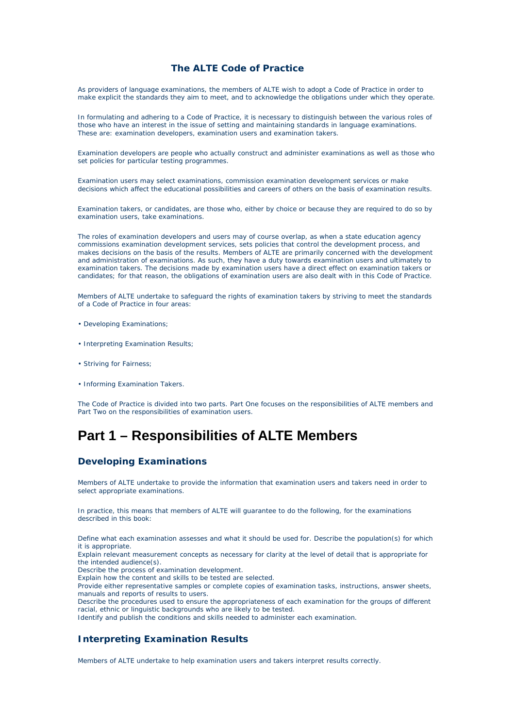# The ALTE Code of Practice

As providers of language examinations, the members of ALTE wish to adopt a Code of Practice in order to make explicit the standards they aim to meet, and to acknowledge the obligations under which they operate.

In formulating and adhering to a Code of Practice, it is necessary to distinguish between the various roles of those who have an interest in the issue of setting and maintaining standards in language examinations. These are: examination developers, examination users and examination takers.

Examination developers are people who actually construct and administer examinations as well as those who set policies for particular testing programmes.

Examination users may select examinations, commission examination development services or make decisions which affect the educational possibilities and careers of others on the basis of examination results.

Examination takers, or candidates, are those who, either by choice or because they are required to do so by examination users, take examinations.

The roles of examination developers and users may of course overlap, as when a state education agency commissions examination development services, sets policies that control the development process, and makes decisions on the basis of the results. Members of ALTE are primarily concerned with the development and administration of examinations. As such, they have a duty towards examination users and ultimately to examination takers. The decisions made by examination users have a direct effect on examination takers or candidates; for that reason, the obligations of examination users are also dealt with in this Code of Practice.

Members of ALTE undertake to safeguard the rights of examination takers by striving to meet the standards of a Code of Practice in four areas:

- Developing Examinations;
- Interpreting Examination Results;
- Striving for Fairness;
- Informing Examination Takers.

The Code of Practice is divided into two parts. Part One focuses on the responsibilities of ALTE members and Part Two on the responsibilities of examination users.

## Part 1 – Responsibilities of ALTE Members

### Developing Examinations

Members of ALTE undertake to provide the information that examination users and takers need in order to select appropriate examinations.

In practice, this means that members of ALTE will guarantee to do the following, for the examinations described in this book:

Define what each examination assesses and what it should be used for. Describe the population(s) for which it is appropriate.
Explain relevant measurement concepts as necessary for clarity at the level of detail that is appropriate for the intended audience(s).
Describe the process of examination development.
Explain how the content and skills to be tested are selected.
Provide either representative samples or complete copies of examination tasks, instructions, answer sheets, manuals and reports of results to users.
Describe the procedures used to ensure the appropriateness of each examination for the groups of different racial, ethnic or linguistic backgrounds who are likely to be tested.
Identify and publish the conditions and skills needed to administer each examination.

### Interpreting Examination Results

Members of ALTE undertake to help examination users and takers interpret results correctly.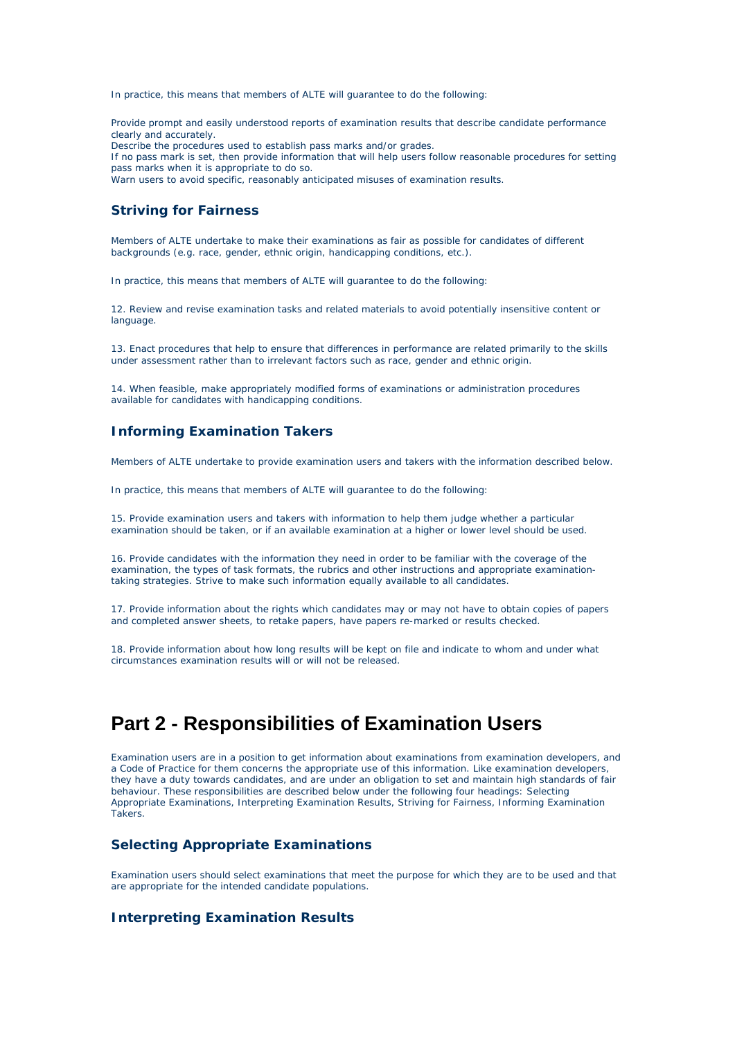In practice, this means that members of ALTE will guarantee to do the following:

Provide prompt and easily understood reports of examination results that describe candidate performance clearly and accurately.
Describe the procedures used to establish pass marks and/or grades.
If no pass mark is set, then provide information that will help users follow reasonable procedures for setting pass marks when it is appropriate to do so.
Warn users to avoid specific, reasonably anticipated misuses of examination results.

### Striving for Fairness

Members of ALTE undertake to make their examinations as fair as possible for candidates of different backgrounds (e.g. race, gender, ethnic origin, handicapping conditions, etc.).

In practice, this means that members of ALTE will guarantee to do the following:

12. Review and revise examination tasks and related materials to avoid potentially insensitive content or language.

13. Enact procedures that help to ensure that differences in performance are related primarily to the skills under assessment rather than to irrelevant factors such as race, gender and ethnic origin.

14. When feasible, make appropriately modified forms of examinations or administration procedures available for candidates with handicapping conditions.

### Informing Examination Takers

Members of ALTE undertake to provide examination users and takers with the information described below.

In practice, this means that members of ALTE will guarantee to do the following:

15. Provide examination users and takers with information to help them judge whether a particular examination should be taken, or if an available examination at a higher or lower level should be used.

16. Provide candidates with the information they need in order to be familiar with the coverage of the examination, the types of task formats, the rubrics and other instructions and appropriate examination-taking strategies. Strive to make such information equally available to all candidates.

17. Provide information about the rights which candidates may or may not have to obtain copies of papers and completed answer sheets, to retake papers, have papers re-marked or results checked.

18. Provide information about how long results will be kept on file and indicate to whom and under what circumstances examination results will or will not be released.

## Part 2 - Responsibilities of Examination Users

Examination users are in a position to get information about examinations from examination developers, and a Code of Practice for them concerns the appropriate use of this information. Like examination developers, they have a duty towards candidates, and are under an obligation to set and maintain high standards of fair behaviour. These responsibilities are described below under the following four headings: Selecting Appropriate Examinations, Interpreting Examination Results, Striving for Fairness, Informing Examination Takers.

### Selecting Appropriate Examinations

Examination users should select examinations that meet the purpose for which they are to be used and that are appropriate for the intended candidate populations.

### Interpreting Examination Results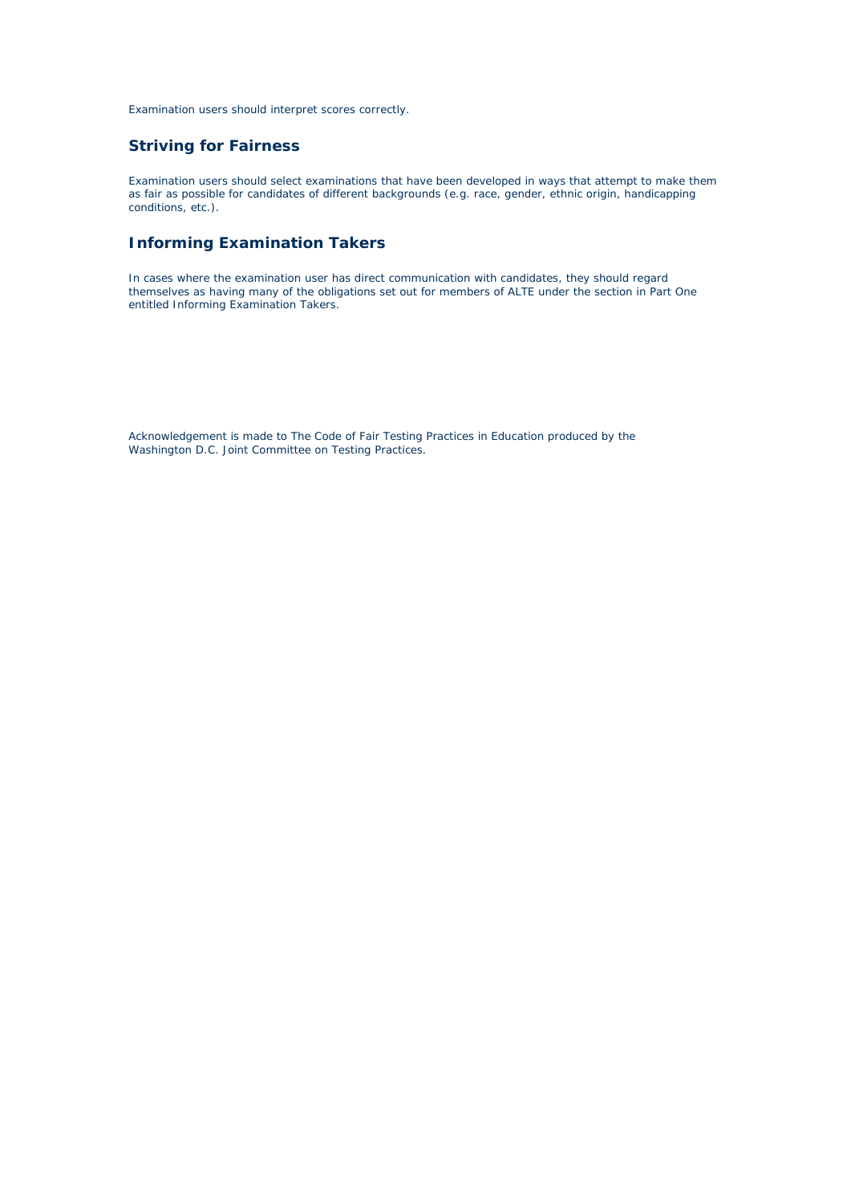Examination users should interpret scores correctly.

## Striving for Fairness

Examination users should select examinations that have been developed in ways that attempt to make them as fair as possible for candidates of different backgrounds (e.g. race, gender, ethnic origin, handicapping conditions, etc.).

## Informing Examination Takers

In cases where the examination user has direct communication with candidates, they should regard themselves as having many of the obligations set out for members of ALTE under the section in Part One entitled Informing Examination Takers.

Acknowledgement is made to The Code of Fair Testing Practices in Education produced by the Washington D.C. Joint Committee on Testing Practices.